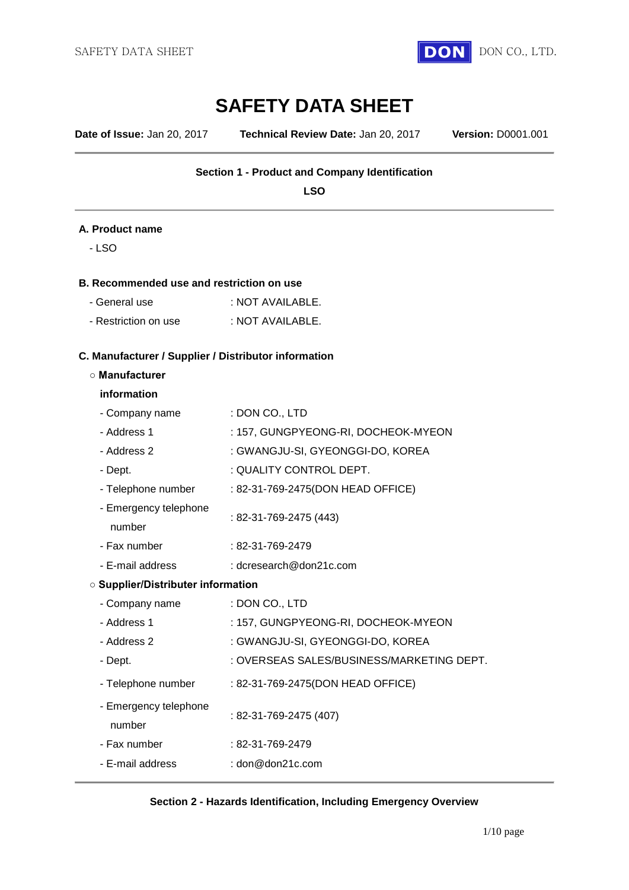# SAFETY DATA SHEET

**Date of Issue:** Jan 20, 2017 **Technical Review Date:** Jan 20, 2017 **Version:** D0001.001

---

## Section 1 - Product and Company Identification

**LSO**

---

### A. Product name

- LSO

### B. Recommended use and restriction on use

- General use : NOT AVAILABLE.
- Restriction on use : NOT AVAILABLE.

### C. Manufacturer / Supplier / Distributor information

○ **Manufacturer information**

| | |
|---|---|
| - Company name | : DON CO., LTD |
| - Address 1 | : 157, GUNGPYEONG-RI, DOCHEOK-MYEON |
| - Address 2 | : GWANGJU-SI, GYEONGGI-DO, KOREA |
| - Dept. | : QUALITY CONTROL DEPT. |
| - Telephone number | : 82-31-769-2475(DON HEAD OFFICE) |
| - Emergency telephone number | : 82-31-769-2475 (443) |
| - Fax number | : 82-31-769-2479 |
| - E-mail address | : dcresearch@don21c.com |

○ **Supplier/Distributer information**

| | |
|---|---|
| - Company name | : DON CO., LTD |
| - Address 1 | : 157, GUNGPYEONG-RI, DOCHEOK-MYEON |
| - Address 2 | : GWANGJU-SI, GYEONGGI-DO, KOREA |
| - Dept. | : OVERSEAS SALES/BUSINESS/MARKETING DEPT. |
| - Telephone number | : 82-31-769-2475(DON HEAD OFFICE) |
| - Emergency telephone number | : 82-31-769-2475 (407) |
| - Fax number | : 82-31-769-2479 |
| - E-mail address | : don@don21c.com |

---

## Section 2 - Hazards Identification, Including Emergency Overview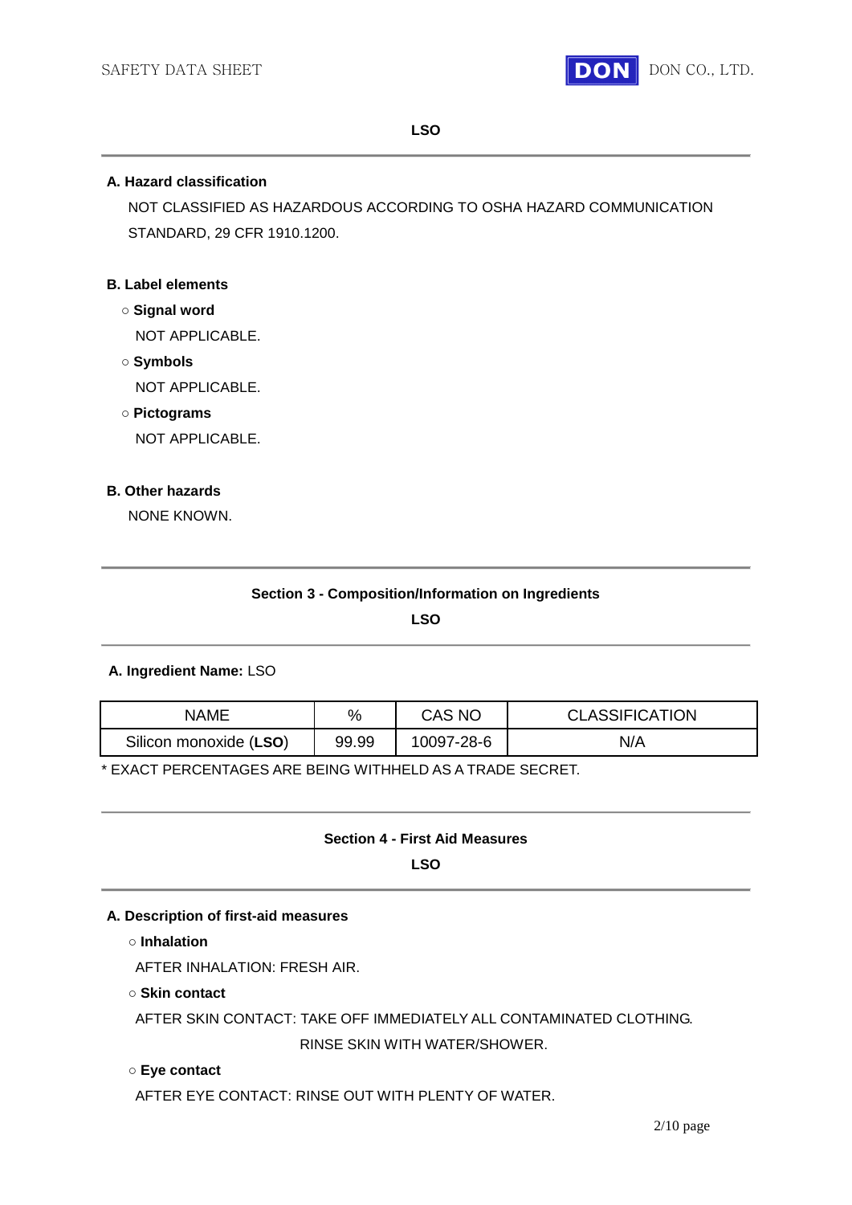**LSO**

---

**A. Hazard classification**

NOT CLASSIFIED AS HAZARDOUS ACCORDING TO OSHA HAZARD COMMUNICATION STANDARD, 29 CFR 1910.1200.

**B. Label elements**

○ **Signal word**

NOT APPLICABLE.

○ **Symbols**

NOT APPLICABLE.

○ **Pictograms**

NOT APPLICABLE.

**B. Other hazards**

NONE KNOWN.

---

## Section 3 - Composition/Information on Ingredients

**LSO**

---

**A. Ingredient Name:** LSO

| NAME | % | CAS NO | CLASSIFICATION |
|---|---|---|---|
| Silicon monoxide (**LSO**) | 99.99 | 10097-28-6 | N/A |

* EXACT PERCENTAGES ARE BEING WITHHELD AS A TRADE SECRET.

---

## Section 4 - First Aid Measures

**LSO**

---

**A. Description of first-aid measures**

○ **Inhalation**

AFTER INHALATION: FRESH AIR.

○ **Skin contact**

AFTER SKIN CONTACT: TAKE OFF IMMEDIATELY ALL CONTAMINATED CLOTHING.
RINSE SKIN WITH WATER/SHOWER.

○ **Eye contact**

AFTER EYE CONTACT: RINSE OUT WITH PLENTY OF WATER.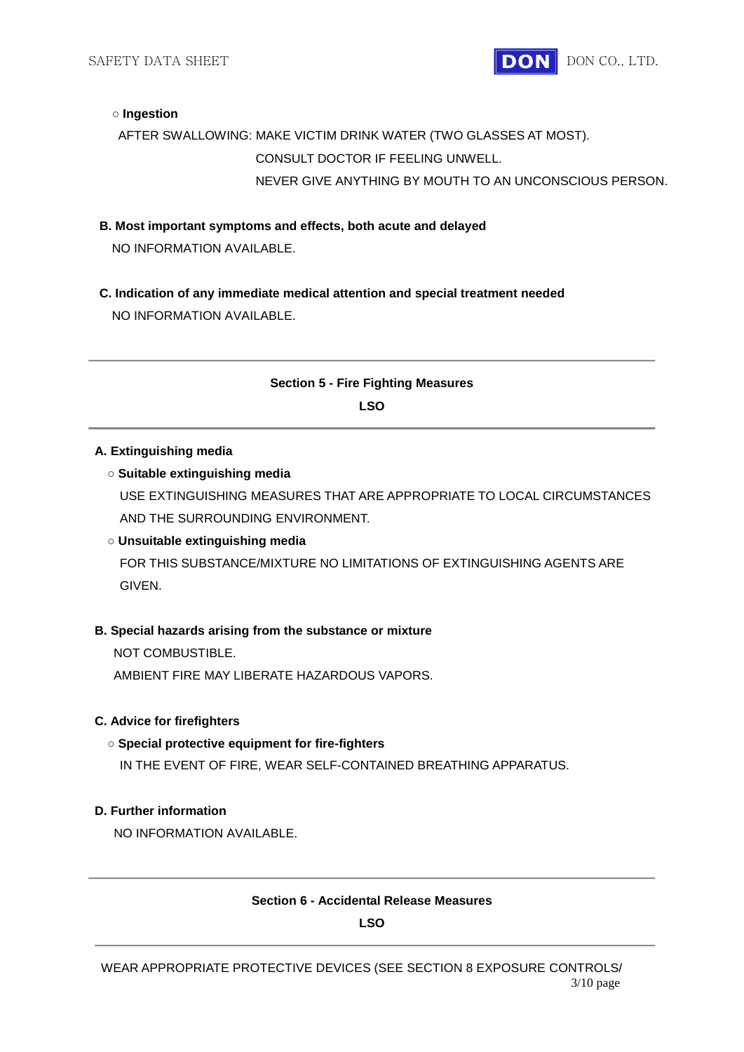○ **Ingestion**

AFTER SWALLOWING: MAKE VICTIM DRINK WATER (TWO GLASSES AT MOST).
CONSULT DOCTOR IF FEELING UNWELL.
NEVER GIVE ANYTHING BY MOUTH TO AN UNCONSCIOUS PERSON.

**B. Most important symptoms and effects, both acute and delayed**

NO INFORMATION AVAILABLE.

**C. Indication of any immediate medical attention and special treatment needed**

NO INFORMATION AVAILABLE.

---

## Section 5 - Fire Fighting Measures

**LSO**

---

**A. Extinguishing media**

○ **Suitable extinguishing media**

USE EXTINGUISHING MEASURES THAT ARE APPROPRIATE TO LOCAL CIRCUMSTANCES AND THE SURROUNDING ENVIRONMENT.

○ **Unsuitable extinguishing media**

FOR THIS SUBSTANCE/MIXTURE NO LIMITATIONS OF EXTINGUISHING AGENTS ARE GIVEN.

**B. Special hazards arising from the substance or mixture**

NOT COMBUSTIBLE.
AMBIENT FIRE MAY LIBERATE HAZARDOUS VAPORS.

**C. Advice for firefighters**

○ **Special protective equipment for fire-fighters**

IN THE EVENT OF FIRE, WEAR SELF-CONTAINED BREATHING APPARATUS.

**D. Further information**

NO INFORMATION AVAILABLE.

---

## Section 6 - Accidental Release Measures

**LSO**

---

WEAR APPROPRIATE PROTECTIVE DEVICES (SEE SECTION 8 EXPOSURE CONTROLS/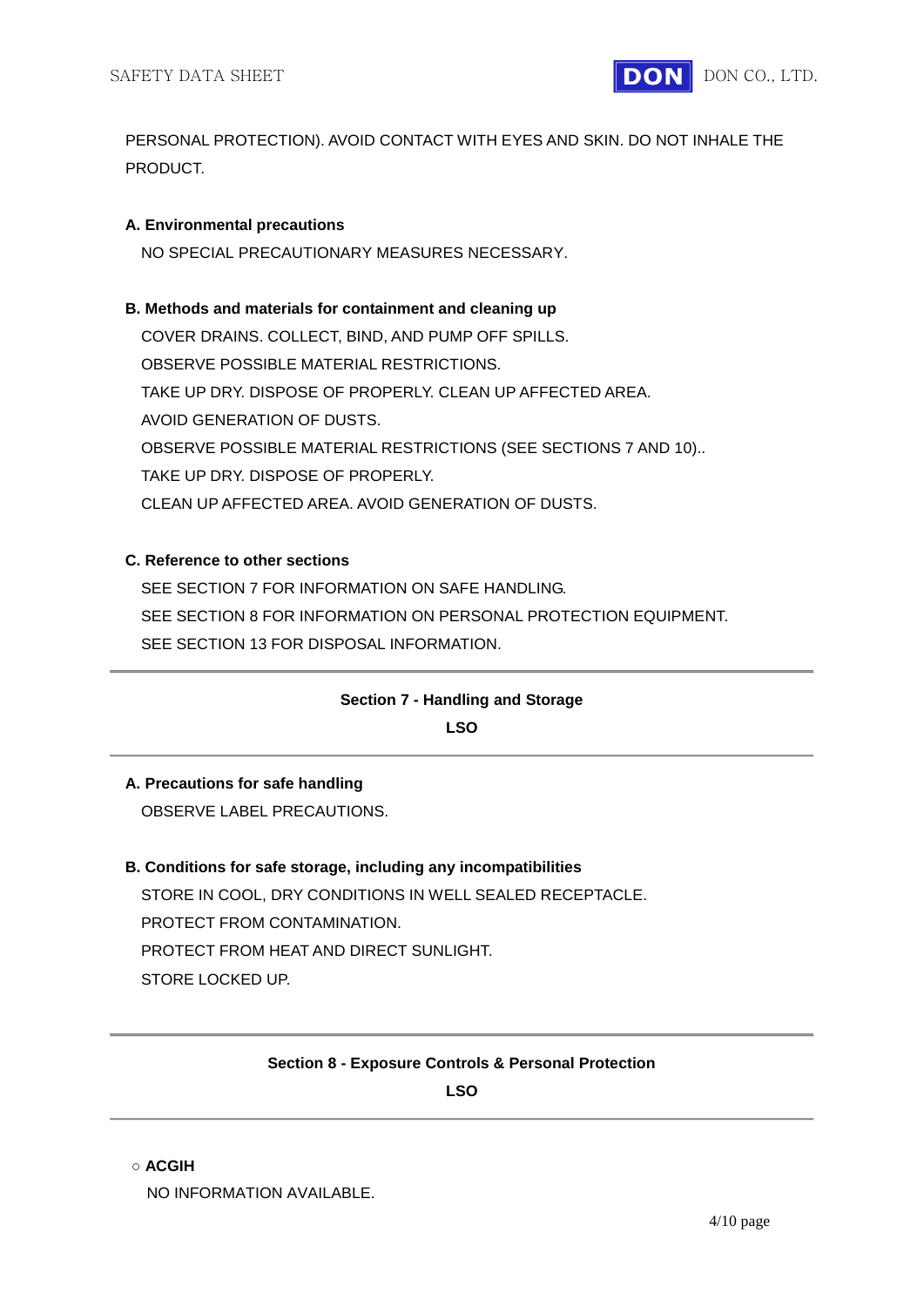PERSONAL PROTECTION). AVOID CONTACT WITH EYES AND SKIN. DO NOT INHALE THE PRODUCT.

**A. Environmental precautions**

NO SPECIAL PRECAUTIONARY MEASURES NECESSARY.

**B. Methods and materials for containment and cleaning up**

COVER DRAINS. COLLECT, BIND, AND PUMP OFF SPILLS.
OBSERVE POSSIBLE MATERIAL RESTRICTIONS.
TAKE UP DRY. DISPOSE OF PROPERLY. CLEAN UP AFFECTED AREA.
AVOID GENERATION OF DUSTS.
OBSERVE POSSIBLE MATERIAL RESTRICTIONS (SEE SECTIONS 7 AND 10)..
TAKE UP DRY. DISPOSE OF PROPERLY.
CLEAN UP AFFECTED AREA. AVOID GENERATION OF DUSTS.

**C. Reference to other sections**

SEE SECTION 7 FOR INFORMATION ON SAFE HANDLING.
SEE SECTION 8 FOR INFORMATION ON PERSONAL PROTECTION EQUIPMENT.
SEE SECTION 13 FOR DISPOSAL INFORMATION.

---

## Section 7 - Handling and Storage

**LSO**

---

**A. Precautions for safe handling**

OBSERVE LABEL PRECAUTIONS.

**B. Conditions for safe storage, including any incompatibilities**

STORE IN COOL, DRY CONDITIONS IN WELL SEALED RECEPTACLE.
PROTECT FROM CONTAMINATION.
PROTECT FROM HEAT AND DIRECT SUNLIGHT.
STORE LOCKED UP.

---

## Section 8 - Exposure Controls & Personal Protection

**LSO**

---

○ **ACGIH**

NO INFORMATION AVAILABLE.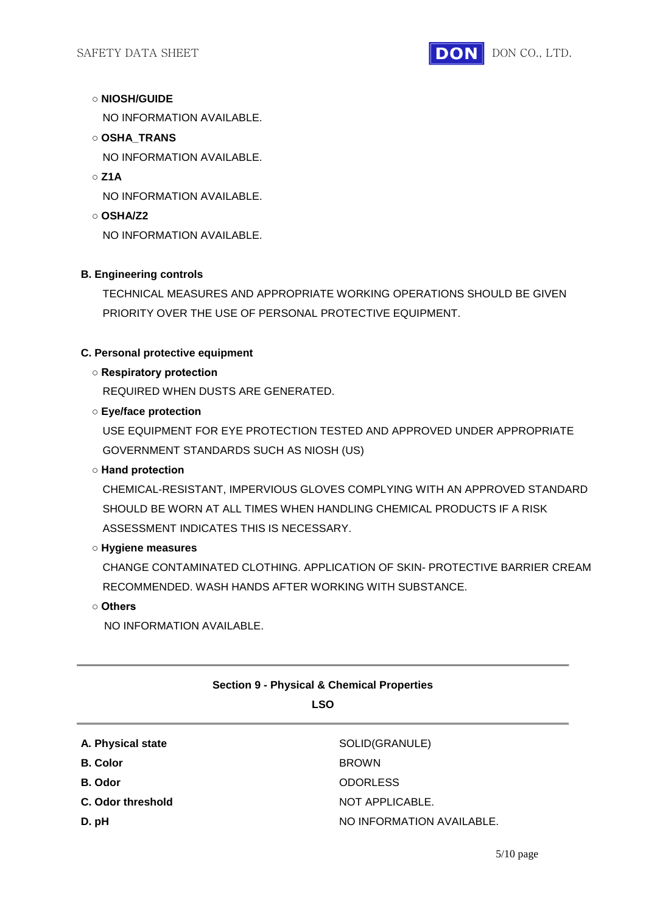○ **NIOSH/GUIDE**

NO INFORMATION AVAILABLE.

○ **OSHA_TRANS**

NO INFORMATION AVAILABLE.

○ **Z1A**

NO INFORMATION AVAILABLE.

○ **OSHA/Z2**

NO INFORMATION AVAILABLE.

**B. Engineering controls**

TECHNICAL MEASURES AND APPROPRIATE WORKING OPERATIONS SHOULD BE GIVEN PRIORITY OVER THE USE OF PERSONAL PROTECTIVE EQUIPMENT.

**C. Personal protective equipment**

○ **Respiratory protection**

REQUIRED WHEN DUSTS ARE GENERATED.

○ **Eye/face protection**

USE EQUIPMENT FOR EYE PROTECTION TESTED AND APPROVED UNDER APPROPRIATE GOVERNMENT STANDARDS SUCH AS NIOSH (US)

○ **Hand protection**

CHEMICAL-RESISTANT, IMPERVIOUS GLOVES COMPLYING WITH AN APPROVED STANDARD SHOULD BE WORN AT ALL TIMES WHEN HANDLING CHEMICAL PRODUCTS IF A RISK ASSESSMENT INDICATES THIS IS NECESSARY.

○ **Hygiene measures**

CHANGE CONTAMINATED CLOTHING. APPLICATION OF SKIN- PROTECTIVE BARRIER CREAM RECOMMENDED. WASH HANDS AFTER WORKING WITH SUBSTANCE.

○ **Others**

NO INFORMATION AVAILABLE.

---

## Section 9 - Physical & Chemical Properties

**LSO**

---

| | |
|---|---|
| **A. Physical state** | SOLID(GRANULE) |
| **B. Color** | BROWN |
| **B. Odor** | ODORLESS |
| **C. Odor threshold** | NOT APPLICABLE. |
| **D. pH** | NO INFORMATION AVAILABLE. |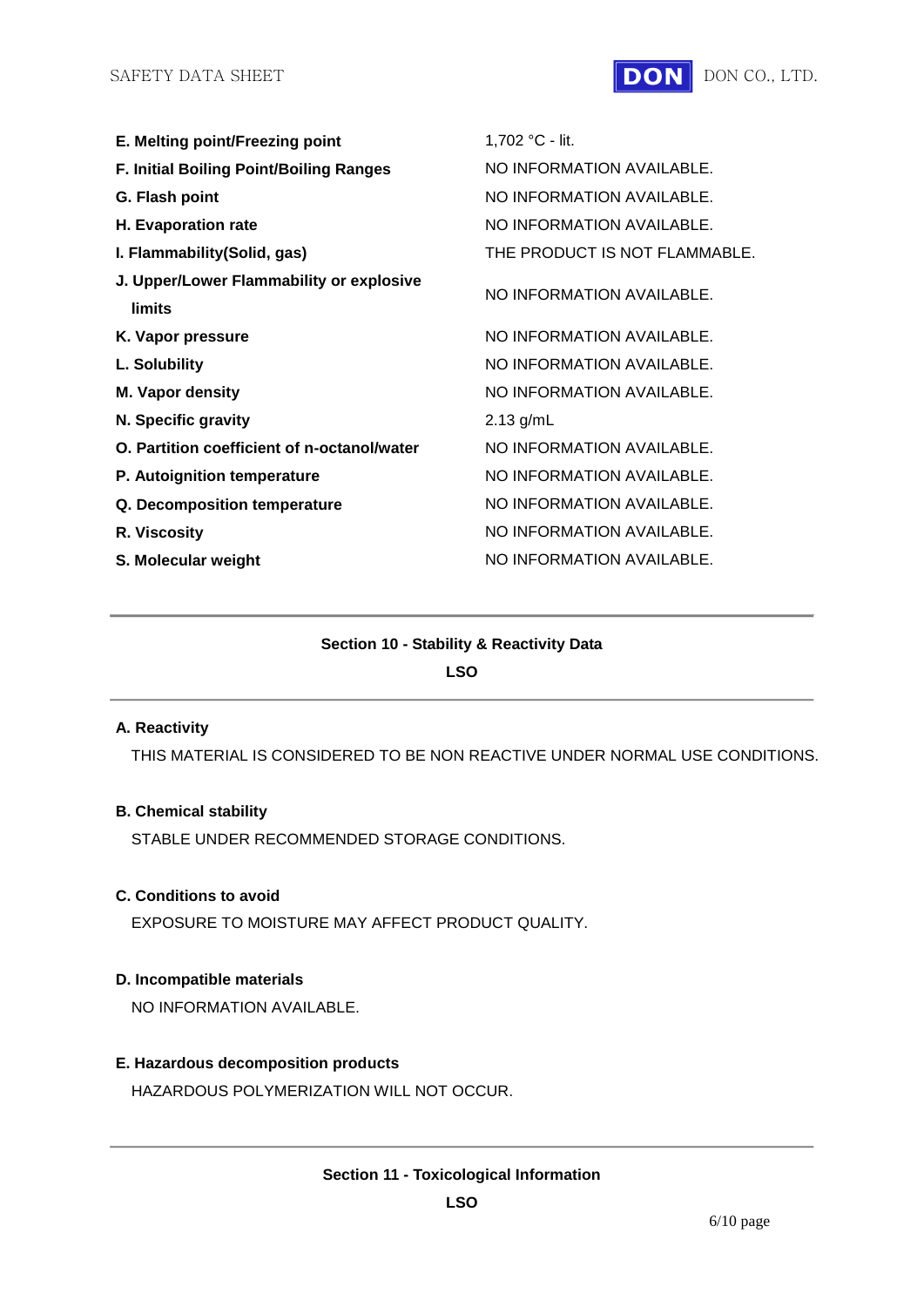| | |
|---|---|
| **E. Melting point/Freezing point** | 1,702 °C - lit. |
| **F. Initial Boiling Point/Boiling Ranges** | NO INFORMATION AVAILABLE. |
| **G. Flash point** | NO INFORMATION AVAILABLE. |
| **H. Evaporation rate** | NO INFORMATION AVAILABLE. |
| **I. Flammability(Solid, gas)** | THE PRODUCT IS NOT FLAMMABLE. |
| **J. Upper/Lower Flammability or explosive limits** | NO INFORMATION AVAILABLE. |
| **K. Vapor pressure** | NO INFORMATION AVAILABLE. |
| **L. Solubility** | NO INFORMATION AVAILABLE. |
| **M. Vapor density** | NO INFORMATION AVAILABLE. |
| **N. Specific gravity** | 2.13 g/mL |
| **O. Partition coefficient of n-octanol/water** | NO INFORMATION AVAILABLE. |
| **P. Autoignition temperature** | NO INFORMATION AVAILABLE. |
| **Q. Decomposition temperature** | NO INFORMATION AVAILABLE. |
| **R. Viscosity** | NO INFORMATION AVAILABLE. |
| **S. Molecular weight** | NO INFORMATION AVAILABLE. |

---

## Section 10 - Stability & Reactivity Data

**LSO**

---

**A. Reactivity**

THIS MATERIAL IS CONSIDERED TO BE NON REACTIVE UNDER NORMAL USE CONDITIONS.

**B. Chemical stability**

STABLE UNDER RECOMMENDED STORAGE CONDITIONS.

**C. Conditions to avoid**

EXPOSURE TO MOISTURE MAY AFFECT PRODUCT QUALITY.

**D. Incompatible materials**

NO INFORMATION AVAILABLE.

**E. Hazardous decomposition products**

HAZARDOUS POLYMERIZATION WILL NOT OCCUR.

---

## Section 11 - Toxicological Information

**LSO**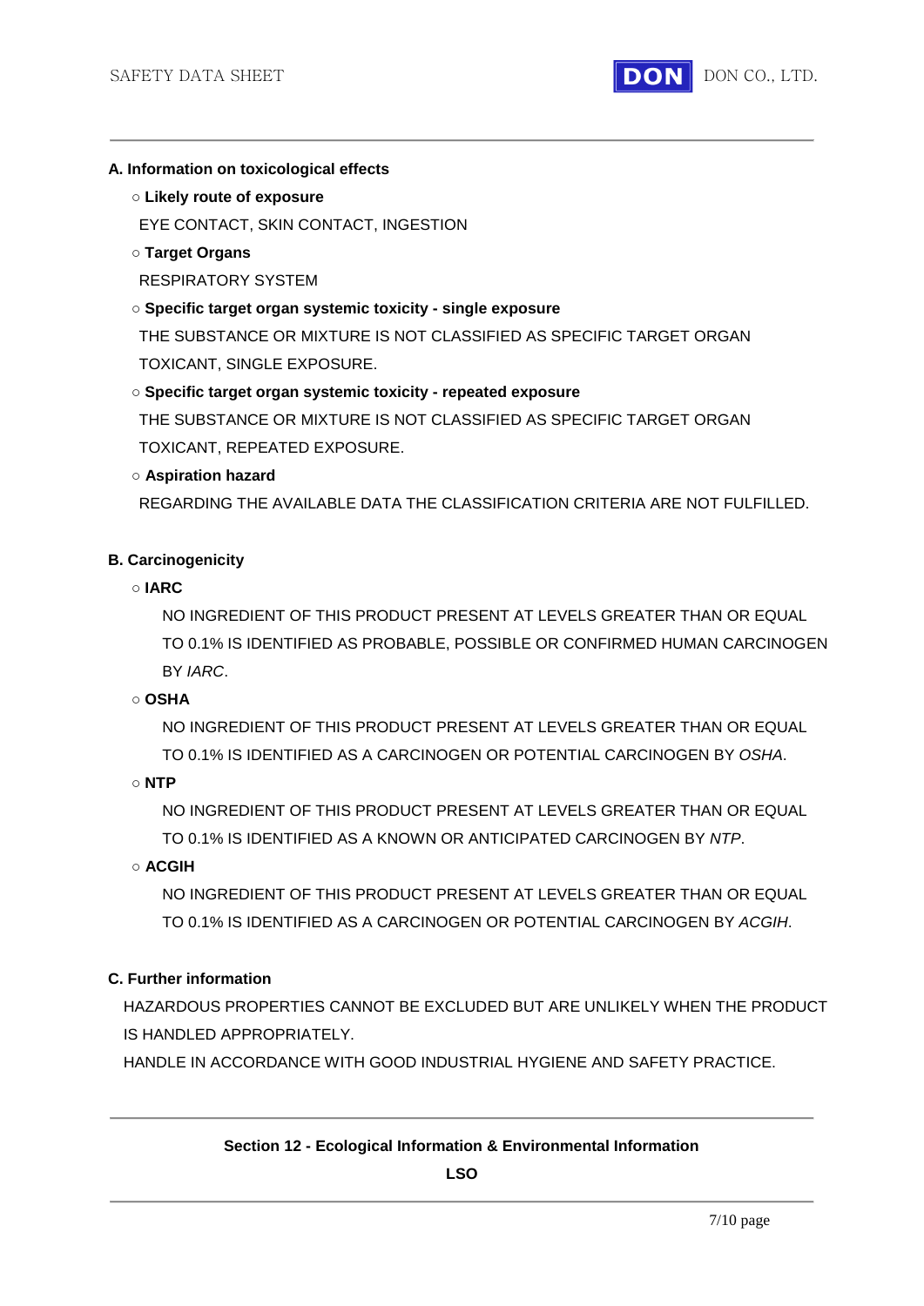**A. Information on toxicological effects**

○ **Likely route of exposure**

EYE CONTACT, SKIN CONTACT, INGESTION

○ **Target Organs**

RESPIRATORY SYSTEM

○ **Specific target organ systemic toxicity - single exposure**

THE SUBSTANCE OR MIXTURE IS NOT CLASSIFIED AS SPECIFIC TARGET ORGAN TOXICANT, SINGLE EXPOSURE.

○ **Specific target organ systemic toxicity - repeated exposure**

THE SUBSTANCE OR MIXTURE IS NOT CLASSIFIED AS SPECIFIC TARGET ORGAN TOXICANT, REPEATED EXPOSURE.

○ **Aspiration hazard**

REGARDING THE AVAILABLE DATA THE CLASSIFICATION CRITERIA ARE NOT FULFILLED.

**B. Carcinogenicity**

○ **IARC**

NO INGREDIENT OF THIS PRODUCT PRESENT AT LEVELS GREATER THAN OR EQUAL TO 0.1% IS IDENTIFIED AS PROBABLE, POSSIBLE OR CONFIRMED HUMAN CARCINOGEN BY *IARC*.

○ **OSHA**

NO INGREDIENT OF THIS PRODUCT PRESENT AT LEVELS GREATER THAN OR EQUAL TO 0.1% IS IDENTIFIED AS A CARCINOGEN OR POTENTIAL CARCINOGEN BY *OSHA*.

○ **NTP**

NO INGREDIENT OF THIS PRODUCT PRESENT AT LEVELS GREATER THAN OR EQUAL TO 0.1% IS IDENTIFIED AS A KNOWN OR ANTICIPATED CARCINOGEN BY *NTP*.

○ **ACGIH**

NO INGREDIENT OF THIS PRODUCT PRESENT AT LEVELS GREATER THAN OR EQUAL TO 0.1% IS IDENTIFIED AS A CARCINOGEN OR POTENTIAL CARCINOGEN BY *ACGIH*.

**C. Further information**

HAZARDOUS PROPERTIES CANNOT BE EXCLUDED BUT ARE UNLIKELY WHEN THE PRODUCT IS HANDLED APPROPRIATELY.

HANDLE IN ACCORDANCE WITH GOOD INDUSTRIAL HYGIENE AND SAFETY PRACTICE.

## Section 12 - Ecological Information & Environmental Information

**LSO**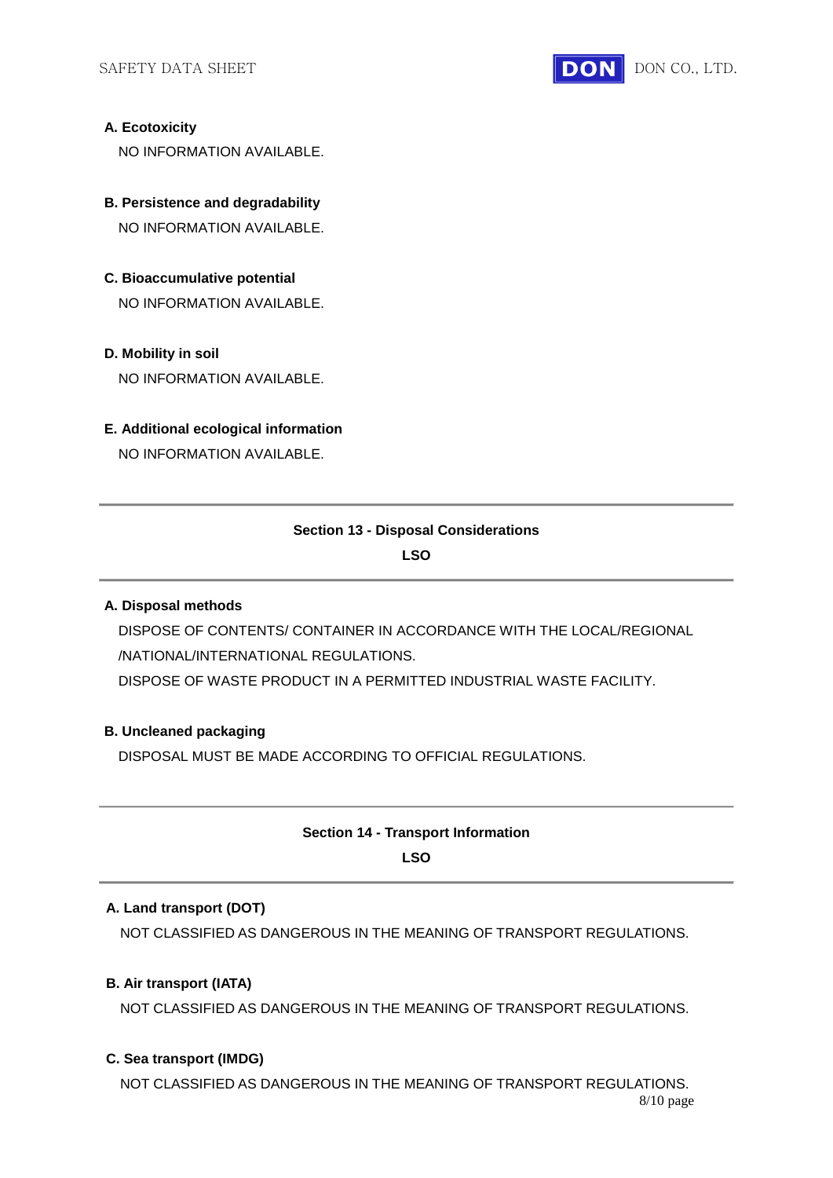**A. Ecotoxicity**

NO INFORMATION AVAILABLE.

**B. Persistence and degradability**

NO INFORMATION AVAILABLE.

**C. Bioaccumulative potential**

NO INFORMATION AVAILABLE.

**D. Mobility in soil**

NO INFORMATION AVAILABLE.

**E. Additional ecological information**

NO INFORMATION AVAILABLE.

---

## Section 13 - Disposal Considerations

**LSO**

---

**A. Disposal methods**

DISPOSE OF CONTENTS/ CONTAINER IN ACCORDANCE WITH THE LOCAL/REGIONAL /NATIONAL/INTERNATIONAL REGULATIONS.

DISPOSE OF WASTE PRODUCT IN A PERMITTED INDUSTRIAL WASTE FACILITY.

**B. Uncleaned packaging**

DISPOSAL MUST BE MADE ACCORDING TO OFFICIAL REGULATIONS.

---

## Section 14 - Transport Information

**LSO**

---

**A. Land transport (DOT)**

NOT CLASSIFIED AS DANGEROUS IN THE MEANING OF TRANSPORT REGULATIONS.

**B. Air transport (IATA)**

NOT CLASSIFIED AS DANGEROUS IN THE MEANING OF TRANSPORT REGULATIONS.

**C. Sea transport (IMDG)**

NOT CLASSIFIED AS DANGEROUS IN THE MEANING OF TRANSPORT REGULATIONS.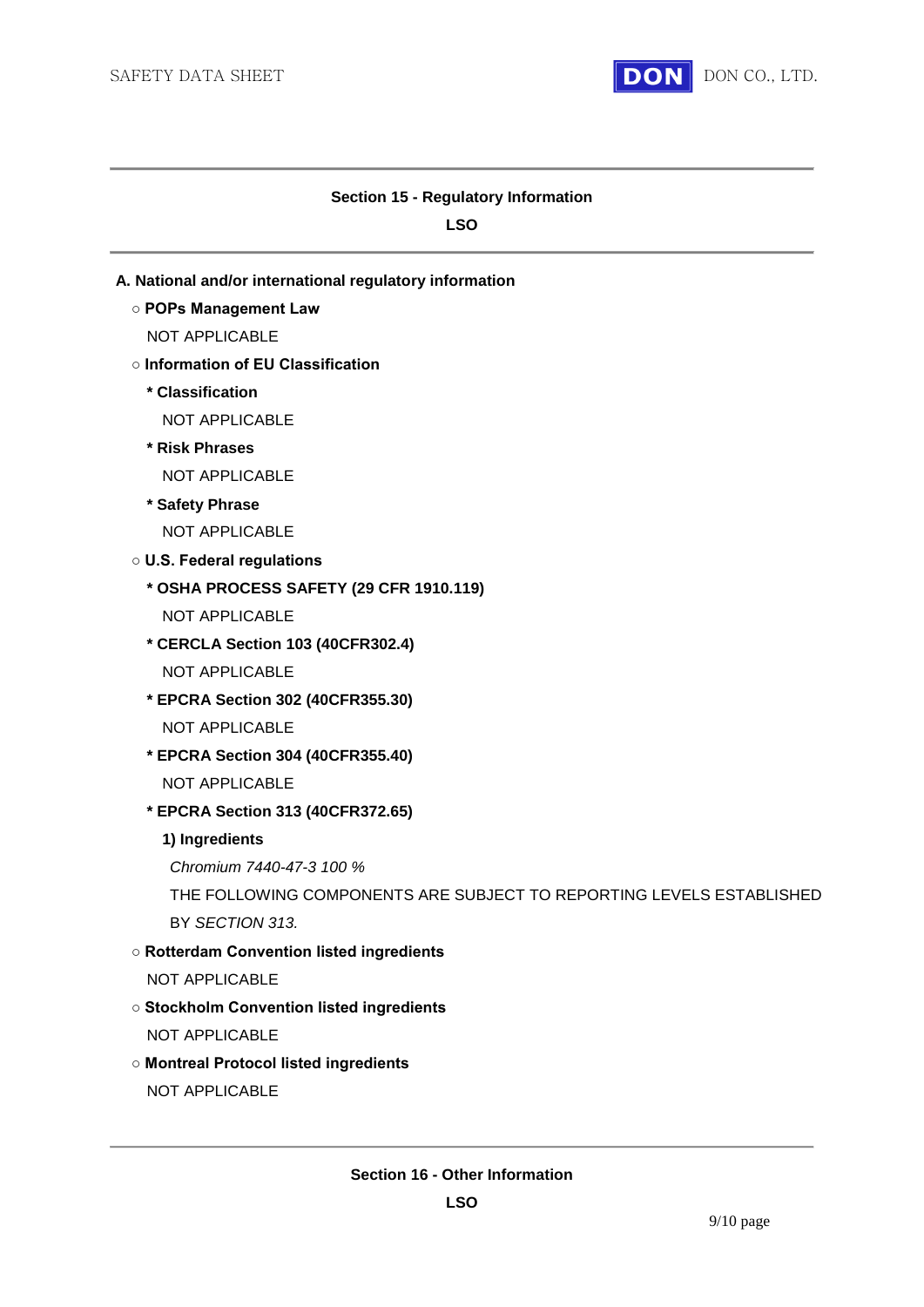## Section 15 - Regulatory Information

**LSO**

**A. National and/or international regulatory information**

○ **POPs Management Law**

NOT APPLICABLE

○ **Information of EU Classification**

**\* Classification**

NOT APPLICABLE

**\* Risk Phrases**

NOT APPLICABLE

**\* Safety Phrase**

NOT APPLICABLE

○ **U.S. Federal regulations**

**\* OSHA PROCESS SAFETY (29 CFR 1910.119)**

NOT APPLICABLE

**\* CERCLA Section 103 (40CFR302.4)**

NOT APPLICABLE

**\* EPCRA Section 302 (40CFR355.30)**

NOT APPLICABLE

**\* EPCRA Section 304 (40CFR355.40)**

NOT APPLICABLE

**\* EPCRA Section 313 (40CFR372.65)**

**1) Ingredients**

*Chromium 7440-47-3 100 %*

THE FOLLOWING COMPONENTS ARE SUBJECT TO REPORTING LEVELS ESTABLISHED BY *SECTION 313.*

○ **Rotterdam Convention listed ingredients**

NOT APPLICABLE

○ **Stockholm Convention listed ingredients**

NOT APPLICABLE

○ **Montreal Protocol listed ingredients**

NOT APPLICABLE

## Section 16 - Other Information

**LSO**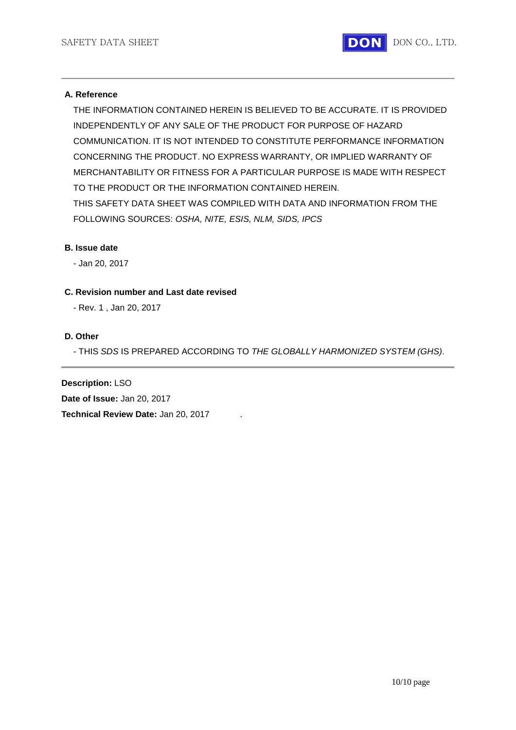**A. Reference**

THE INFORMATION CONTAINED HEREIN IS BELIEVED TO BE ACCURATE. IT IS PROVIDED INDEPENDENTLY OF ANY SALE OF THE PRODUCT FOR PURPOSE OF HAZARD COMMUNICATION. IT IS NOT INTENDED TO CONSTITUTE PERFORMANCE INFORMATION CONCERNING THE PRODUCT. NO EXPRESS WARRANTY, OR IMPLIED WARRANTY OF MERCHANTABILITY OR FITNESS FOR A PARTICULAR PURPOSE IS MADE WITH RESPECT TO THE PRODUCT OR THE INFORMATION CONTAINED HEREIN.

THIS SAFETY DATA SHEET WAS COMPILED WITH DATA AND INFORMATION FROM THE FOLLOWING SOURCES: *OSHA, NITE, ESIS, NLM, SIDS, IPCS*

**B. Issue date**

- Jan 20, 2017

**C. Revision number and Last date revised**

- Rev. 1 , Jan 20, 2017

**D. Other**

- THIS *SDS* IS PREPARED ACCORDING TO *THE GLOBALLY HARMONIZED SYSTEM (GHS)*.

---

**Description:** LSO

**Date of Issue:** Jan 20, 2017

**Technical Review Date:** Jan 20, 2017 .